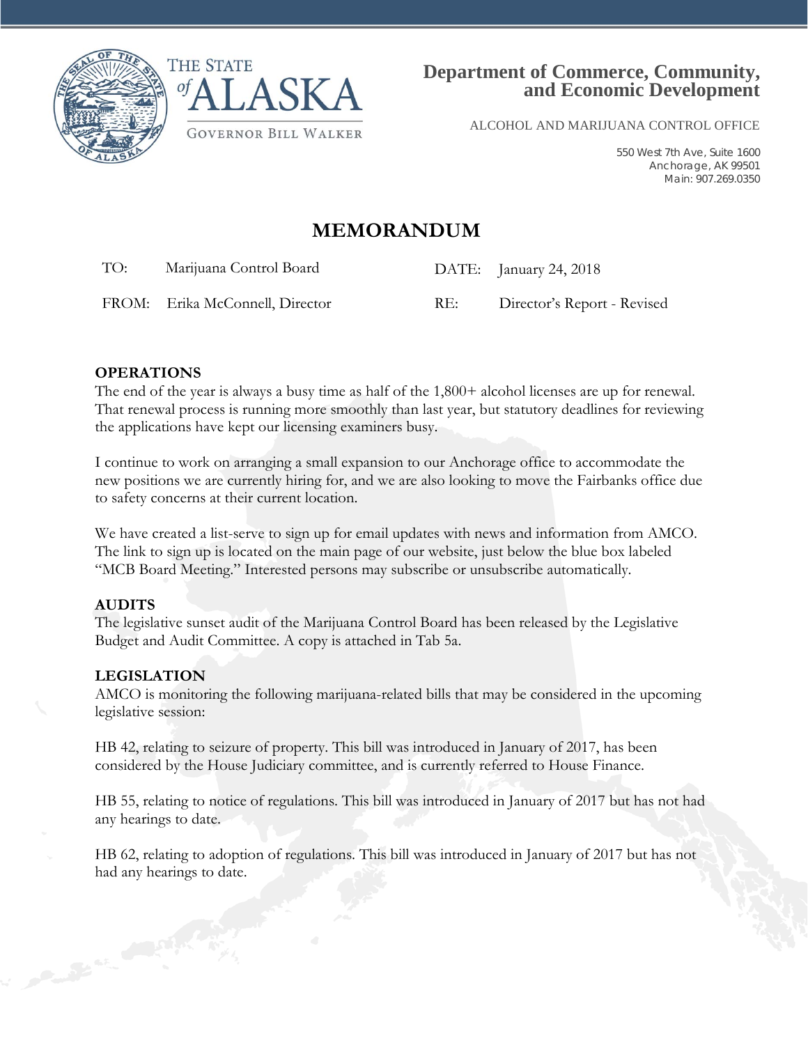THE STATE of ALASKA

GOVERNOR BILL WALKER

**Department of Commerce, Community, and Economic Development**

ALCOHOL AND MARIJUANA CONTROL OFFICE

550 West 7th Ave, Suite 1600
Anchorage, AK 99501
Main: 907.269.0350

# MEMORANDUM

| | | | |
|---|---|---|---|
| TO: | Marijuana Control Board | DATE: | January 24, 2018 |
| FROM: | Erika McConnell, Director | RE: | Director's Report - Revised |

**OPERATIONS**

The end of the year is always a busy time as half of the 1,800+ alcohol licenses are up for renewal. That renewal process is running more smoothly than last year, but statutory deadlines for reviewing the applications have kept our licensing examiners busy.

I continue to work on arranging a small expansion to our Anchorage office to accommodate the new positions we are currently hiring for, and we are also looking to move the Fairbanks office due to safety concerns at their current location.

We have created a list-serve to sign up for email updates with news and information from AMCO. The link to sign up is located on the main page of our website, just below the blue box labeled "MCB Board Meeting." Interested persons may subscribe or unsubscribe automatically.

**AUDITS**

The legislative sunset audit of the Marijuana Control Board has been released by the Legislative Budget and Audit Committee. A copy is attached in Tab 5a.

**LEGISLATION**

AMCO is monitoring the following marijuana-related bills that may be considered in the upcoming legislative session:

HB 42, relating to seizure of property. This bill was introduced in January of 2017, has been considered by the House Judiciary committee, and is currently referred to House Finance.

HB 55, relating to notice of regulations. This bill was introduced in January of 2017 but has not had any hearings to date.

HB 62, relating to adoption of regulations. This bill was introduced in January of 2017 but has not had any hearings to date.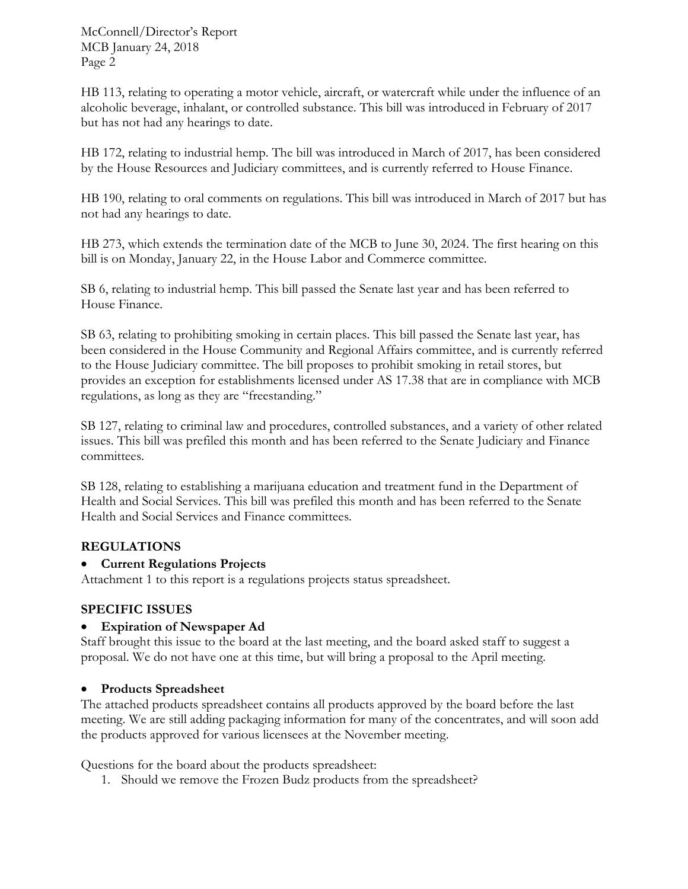HB 113, relating to operating a motor vehicle, aircraft, or watercraft while under the influence of an alcoholic beverage, inhalant, or controlled substance. This bill was introduced in February of 2017 but has not had any hearings to date.

HB 172, relating to industrial hemp. The bill was introduced in March of 2017, has been considered by the House Resources and Judiciary committees, and is currently referred to House Finance.

HB 190, relating to oral comments on regulations. This bill was introduced in March of 2017 but has not had any hearings to date.

HB 273, which extends the termination date of the MCB to June 30, 2024. The first hearing on this bill is on Monday, January 22, in the House Labor and Commerce committee.

SB 6, relating to industrial hemp. This bill passed the Senate last year and has been referred to House Finance.

SB 63, relating to prohibiting smoking in certain places. This bill passed the Senate last year, has been considered in the House Community and Regional Affairs committee, and is currently referred to the House Judiciary committee. The bill proposes to prohibit smoking in retail stores, but provides an exception for establishments licensed under AS 17.38 that are in compliance with MCB regulations, as long as they are "freestanding."

SB 127, relating to criminal law and procedures, controlled substances, and a variety of other related issues. This bill was prefiled this month and has been referred to the Senate Judiciary and Finance committees.

SB 128, relating to establishing a marijuana education and treatment fund in the Department of Health and Social Services. This bill was prefiled this month and has been referred to the Senate Health and Social Services and Finance committees.

## REGULATIONS

- **Current Regulations Projects**

Attachment 1 to this report is a regulations projects status spreadsheet.

## SPECIFIC ISSUES

- **Expiration of Newspaper Ad**

Staff brought this issue to the board at the last meeting, and the board asked staff to suggest a proposal. We do not have one at this time, but will bring a proposal to the April meeting.

- **Products Spreadsheet**

The attached products spreadsheet contains all products approved by the board before the last meeting. We are still adding packaging information for many of the concentrates, and will soon add the products approved for various licensees at the November meeting.

Questions for the board about the products spreadsheet:

1. Should we remove the Frozen Budz products from the spreadsheet?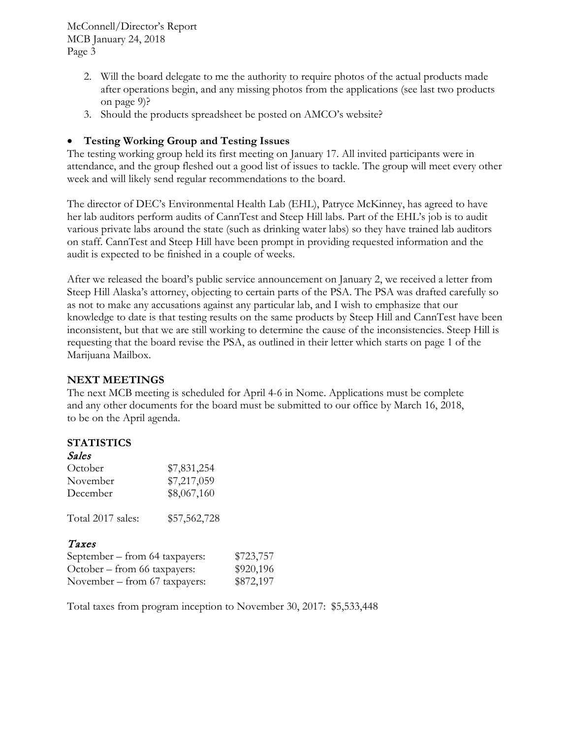2. Will the board delegate to me the authority to require photos of the actual products made after operations begin, and any missing photos from the applications (see last two products on page 9)?
3. Should the products spreadsheet be posted on AMCO's website?

- **Testing Working Group and Testing Issues**

The testing working group held its first meeting on January 17. All invited participants were in attendance, and the group fleshed out a good list of issues to tackle. The group will meet every other week and will likely send regular recommendations to the board.

The director of DEC's Environmental Health Lab (EHL), Patryce McKinney, has agreed to have her lab auditors perform audits of CannTest and Steep Hill labs. Part of the EHL's job is to audit various private labs around the state (such as drinking water labs) so they have trained lab auditors on staff. CannTest and Steep Hill have been prompt in providing requested information and the audit is expected to be finished in a couple of weeks.

After we released the board's public service announcement on January 2, we received a letter from Steep Hill Alaska's attorney, objecting to certain parts of the PSA. The PSA was drafted carefully so as not to make any accusations against any particular lab, and I wish to emphasize that our knowledge to date is that testing results on the same products by Steep Hill and CannTest have been inconsistent, but that we are still working to determine the cause of the inconsistencies. Steep Hill is requesting that the board revise the PSA, as outlined in their letter which starts on page 1 of the Marijuana Mailbox.

## NEXT MEETINGS

The next MCB meeting is scheduled for April 4-6 in Nome. Applications must be complete and any other documents for the board must be submitted to our office by March 16, 2018, to be on the April agenda.

## STATISTICS

### *Sales*

| | |
|---|---|
| October | $7,831,254 |
| November | $7,217,059 |
| December | $8,067,160 |
| Total 2017 sales: | $57,562,728 |

### *Taxes*

| | |
|---|---|
| September – from 64 taxpayers: | $723,757 |
| October – from 66 taxpayers: | $920,196 |
| November – from 67 taxpayers: | $872,197 |

Total taxes from program inception to November 30, 2017: $5,533,448